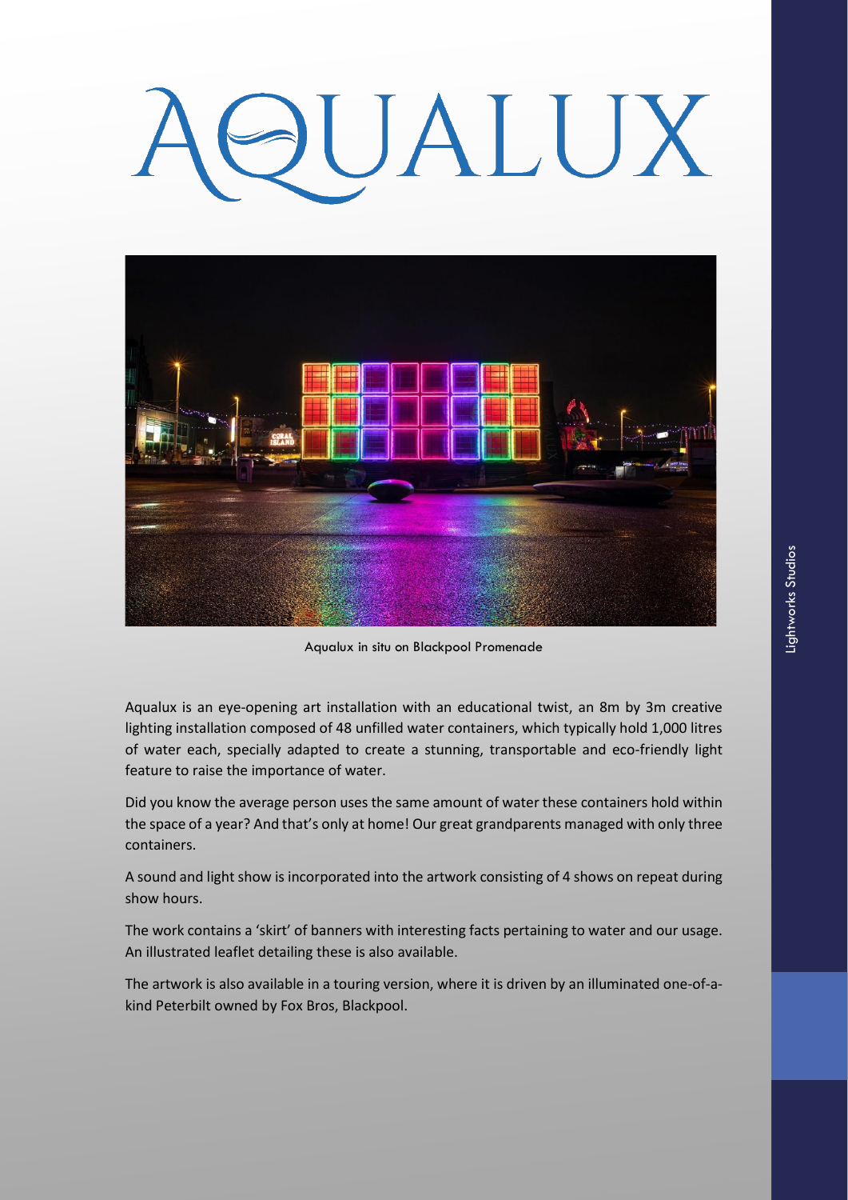# AQUALUX

Aqualux in situ on Blackpool Promenade

Aqualux is an eye-opening art installation with an educational twist, an 8m by 3m creative lighting installation composed of 48 unfilled water containers, which typically hold 1,000 litres of water each, specially adapted to create a stunning, transportable and eco-friendly light feature to raise the importance of water.

Did you know the average person uses the same amount of water these containers hold within the space of a year? And that's only at home! Our great grandparents managed with only three containers.

A sound and light show is incorporated into the artwork consisting of 4 shows on repeat during show hours.

The work contains a 'skirt' of banners with interesting facts pertaining to water and our usage. An illustrated leaflet detailing these is also available.

The artwork is also available in a touring version, where it is driven by an illuminated one-of-a-kind Peterbilt owned by Fox Bros, Blackpool.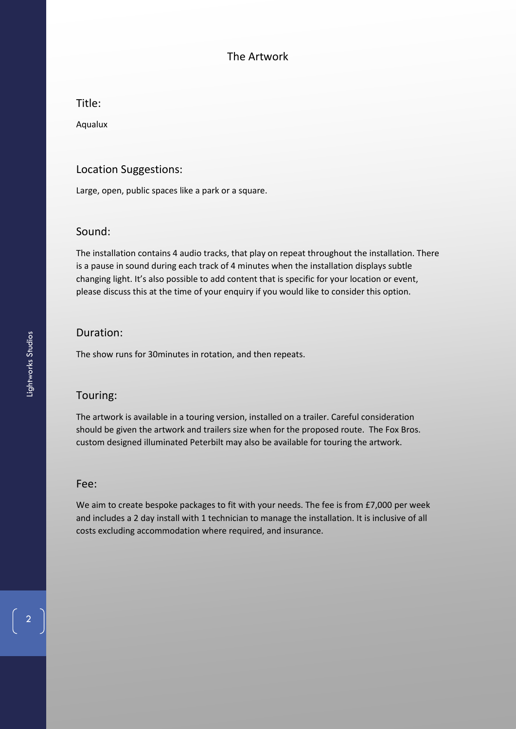# The Artwork

## Title:

Aqualux

## Location Suggestions:

Large, open, public spaces like a park or a square.

## Sound:

The installation contains 4 audio tracks, that play on repeat throughout the installation. There is a pause in sound during each track of 4 minutes when the installation displays subtle changing light. It's also possible to add content that is specific for your location or event, please discuss this at the time of your enquiry if you would like to consider this option.

## Duration:

The show runs for 30minutes in rotation, and then repeats.

## Touring:

The artwork is available in a touring version, installed on a trailer. Careful consideration should be given the artwork and trailers size when for the proposed route. The Fox Bros. custom designed illuminated Peterbilt may also be available for touring the artwork.

## Fee:

We aim to create bespoke packages to fit with your needs. The fee is from £7,000 per week and includes a 2 day install with 1 technician to manage the installation. It is inclusive of all costs excluding accommodation where required, and insurance.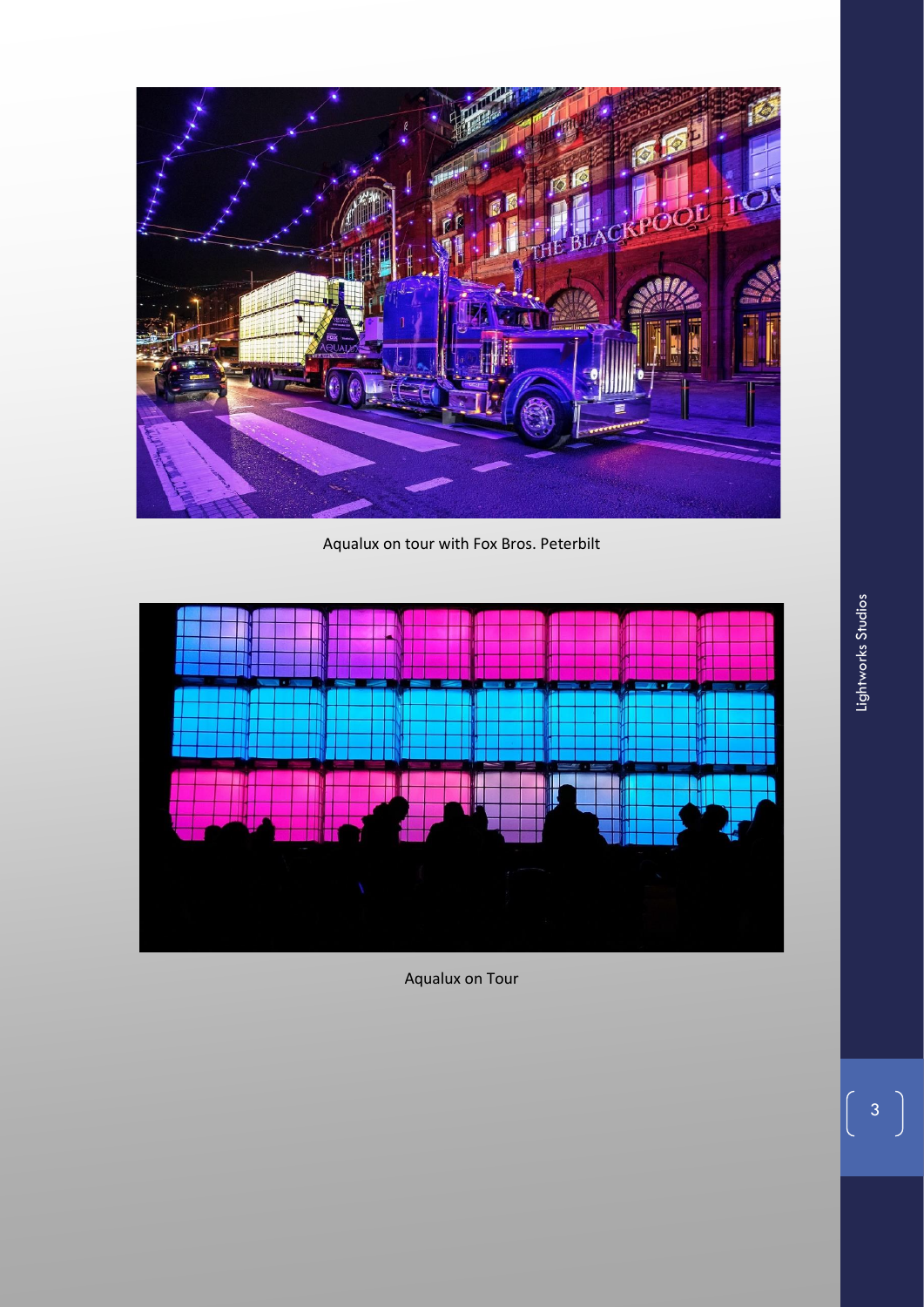Aqualux on tour with Fox Bros. Peterbilt

Aqualux on Tour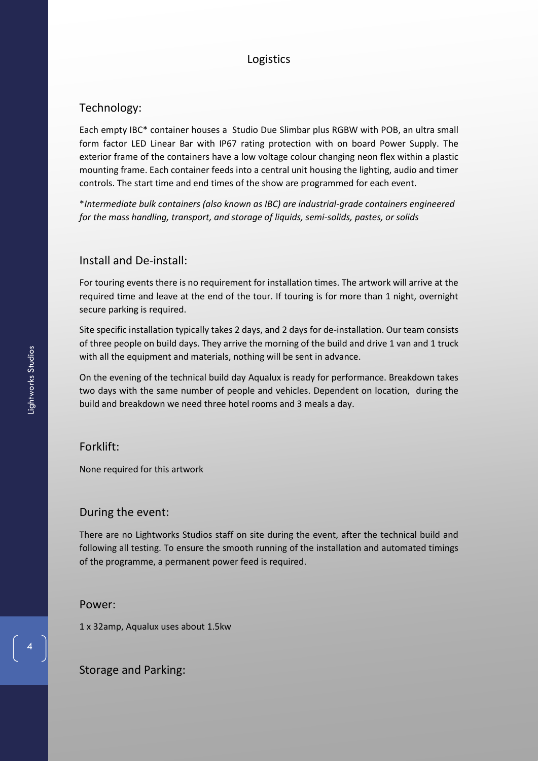# Logistics

## Technology:

Each empty IBC* container houses a Studio Due Slimbar plus RGBW with POB, an ultra small form factor LED Linear Bar with IP67 rating protection with on board Power Supply. The exterior frame of the containers have a low voltage colour changing neon flex within a plastic mounting frame. Each container feeds into a central unit housing the lighting, audio and timer controls. The start time and end times of the show are programmed for each event.

**Intermediate bulk containers (also known as IBC) are industrial-grade containers engineered for the mass handling, transport, and storage of liquids, semi-solids, pastes, or solids*

## Install and De-install:

For touring events there is no requirement for installation times. The artwork will arrive at the required time and leave at the end of the tour. If touring is for more than 1 night, overnight secure parking is required.

Site specific installation typically takes 2 days, and 2 days for de-installation. Our team consists of three people on build days. They arrive the morning of the build and drive 1 van and 1 truck with all the equipment and materials, nothing will be sent in advance.

On the evening of the technical build day Aqualux is ready for performance. Breakdown takes two days with the same number of people and vehicles. Dependent on location, during the build and breakdown we need three hotel rooms and 3 meals a day.

## Forklift:

None required for this artwork

## During the event:

There are no Lightworks Studios staff on site during the event, after the technical build and following all testing. To ensure the smooth running of the installation and automated timings of the programme, a permanent power feed is required.

## Power:

1 x 32amp, Aqualux uses about 1.5kw

## Storage and Parking: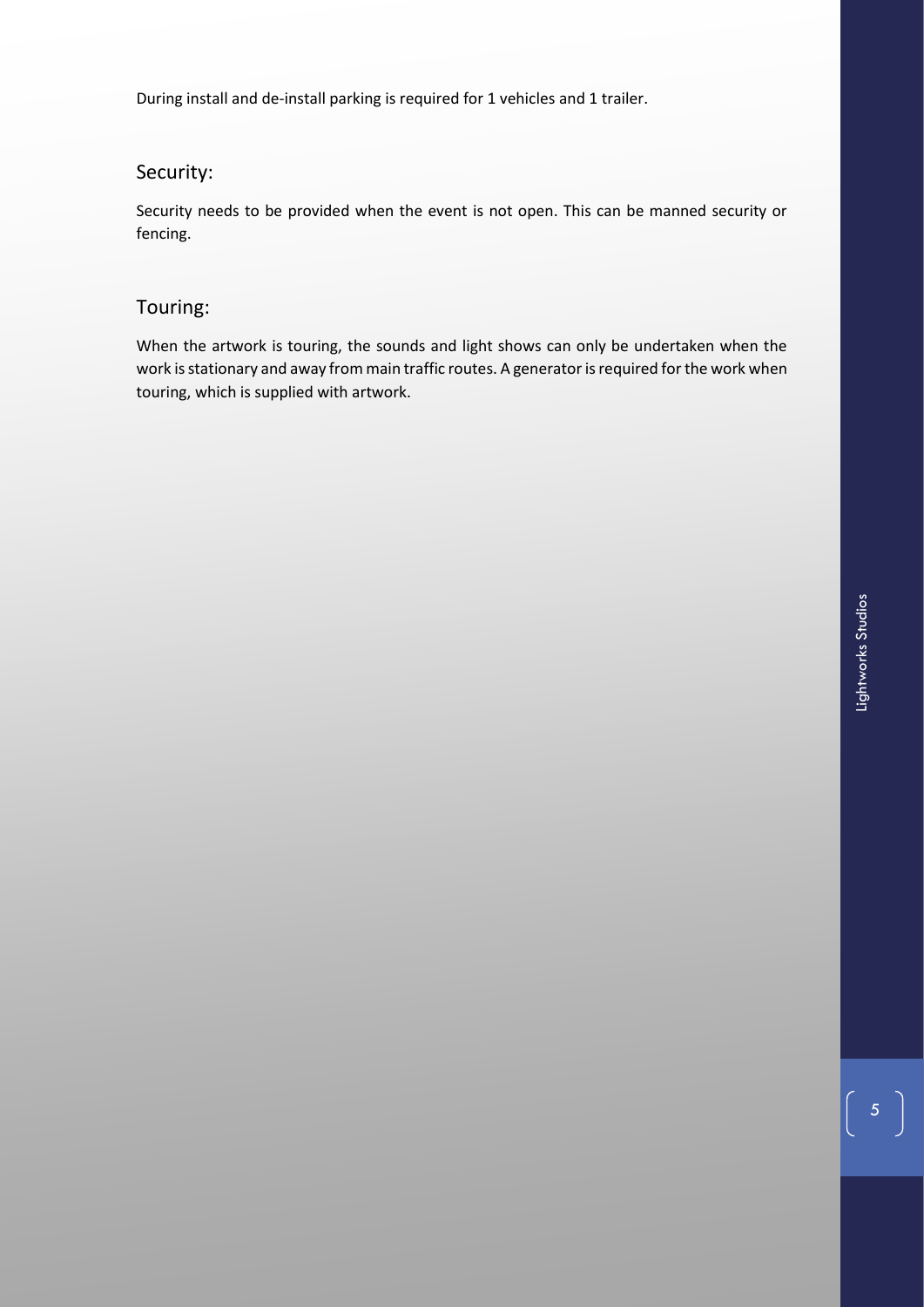During install and de-install parking is required for 1 vehicles and 1 trailer.

## Security:

Security needs to be provided when the event is not open. This can be manned security or fencing.

## Touring:

When the artwork is touring, the sounds and light shows can only be undertaken when the work is stationary and away from main traffic routes. A generator is required for the work when touring, which is supplied with artwork.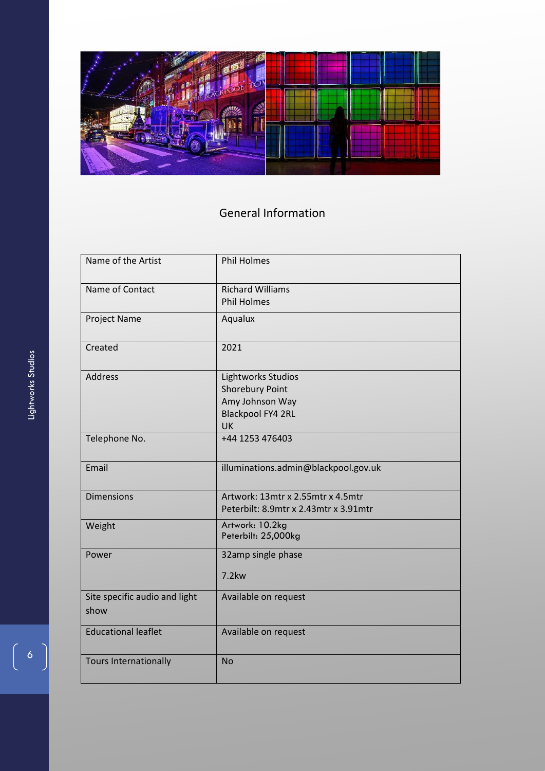## General Information

| | |
|---|---|
| Name of the Artist | Phil Holmes |
| Name of Contact | Richard Williams<br>Phil Holmes |
| Project Name | Aqualux |
| Created | 2021 |
| Address | Lightworks Studios<br>Shorebury Point<br>Amy Johnson Way<br>Blackpool FY4 2RL<br>UK |
| Telephone No. | +44 1253 476403 |
| Email | illuminations.admin@blackpool.gov.uk |
| Dimensions | Artwork: 13mtr x 2.55mtr x 4.5mtr<br>Peterbilt: 8.9mtr x 2.43mtr x 3.91mtr |
| Weight | Artwork: 10.2kg<br>Peterbilt: 25,000kg |
| Power | 32amp single phase<br><br>7.2kw |
| Site specific audio and light show | Available on request |
| Educational leaflet | Available on request |
| Tours Internationally | No |